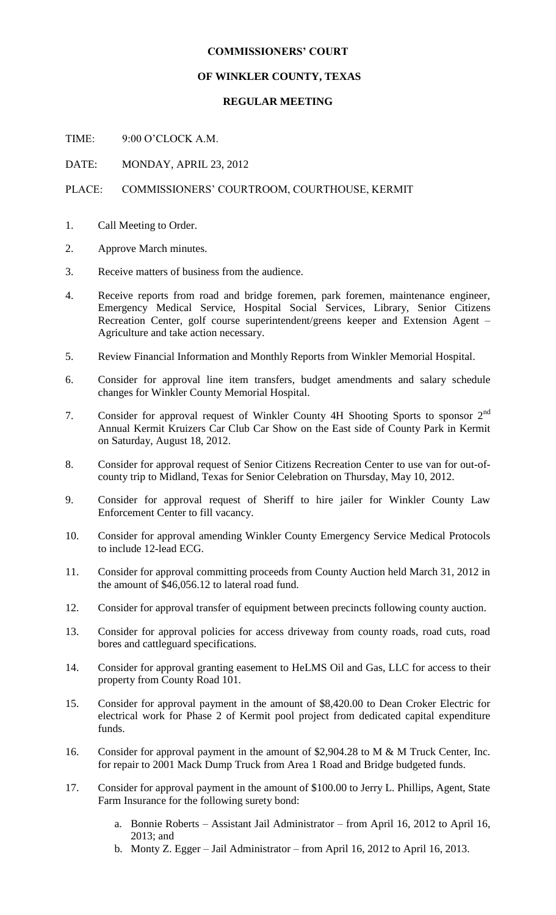**COMMISSIONERS' COURT**

**OF WINKLER COUNTY, TEXAS**

**REGULAR MEETING**

TIME: 9:00 O'CLOCK A.M.

DATE: MONDAY, APRIL 23, 2012

PLACE: COMMISSIONERS' COURTROOM, COURTHOUSE, KERMIT

1. Call Meeting to Order.
2. Approve March minutes.
3. Receive matters of business from the audience.
4. Receive reports from road and bridge foremen, park foremen, maintenance engineer, Emergency Medical Service, Hospital Social Services, Library, Senior Citizens Recreation Center, golf course superintendent/greens keeper and Extension Agent – Agriculture and take action necessary.
5. Review Financial Information and Monthly Reports from Winkler Memorial Hospital.
6. Consider for approval line item transfers, budget amendments and salary schedule changes for Winkler County Memorial Hospital.
7. Consider for approval request of Winkler County 4H Shooting Sports to sponsor 2nd Annual Kermit Kruizers Car Club Car Show on the East side of County Park in Kermit on Saturday, August 18, 2012.
8. Consider for approval request of Senior Citizens Recreation Center to use van for out-of-county trip to Midland, Texas for Senior Celebration on Thursday, May 10, 2012.
9. Consider for approval request of Sheriff to hire jailer for Winkler County Law Enforcement Center to fill vacancy.
10. Consider for approval amending Winkler County Emergency Service Medical Protocols to include 12-lead ECG.
11. Consider for approval committing proceeds from County Auction held March 31, 2012 in the amount of $46,056.12 to lateral road fund.
12. Consider for approval transfer of equipment between precincts following county auction.
13. Consider for approval policies for access driveway from county roads, road cuts, road bores and cattleguard specifications.
14. Consider for approval granting easement to HeLMS Oil and Gas, LLC for access to their property from County Road 101.
15. Consider for approval payment in the amount of $8,420.00 to Dean Croker Electric for electrical work for Phase 2 of Kermit pool project from dedicated capital expenditure funds.
16. Consider for approval payment in the amount of $2,904.28 to M & M Truck Center, Inc. for repair to 2001 Mack Dump Truck from Area 1 Road and Bridge budgeted funds.
17. Consider for approval payment in the amount of $100.00 to Jerry L. Phillips, Agent, State Farm Insurance for the following surety bond:
    a. Bonnie Roberts – Assistant Jail Administrator – from April 16, 2012 to April 16, 2013; and
    b. Monty Z. Egger – Jail Administrator – from April 16, 2012 to April 16, 2013.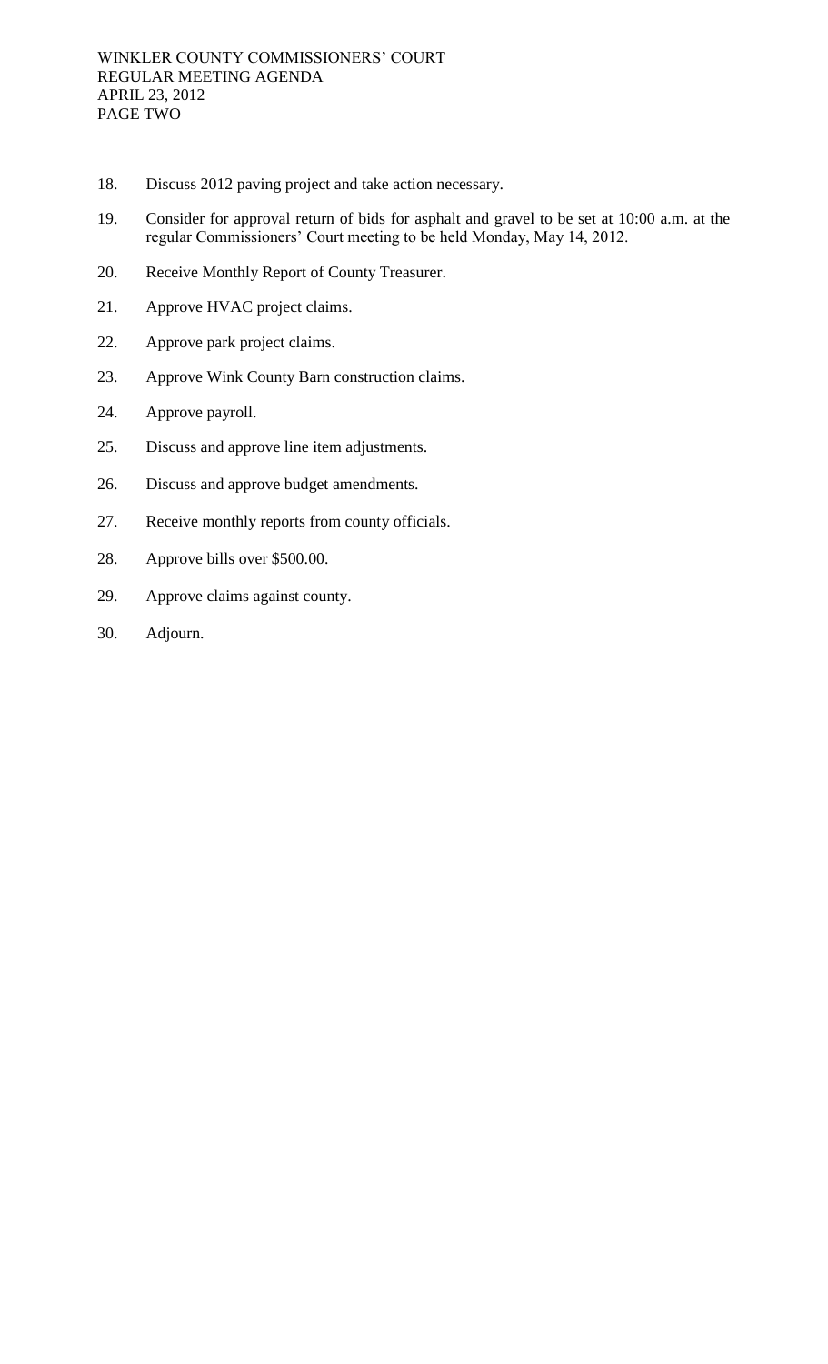18. Discuss 2012 paving project and take action necessary.
19. Consider for approval return of bids for asphalt and gravel to be set at 10:00 a.m. at the regular Commissioners' Court meeting to be held Monday, May 14, 2012.
20. Receive Monthly Report of County Treasurer.
21. Approve HVAC project claims.
22. Approve park project claims.
23. Approve Wink County Barn construction claims.
24. Approve payroll.
25. Discuss and approve line item adjustments.
26. Discuss and approve budget amendments.
27. Receive monthly reports from county officials.
28. Approve bills over $500.00.
29. Approve claims against county.
30. Adjourn.